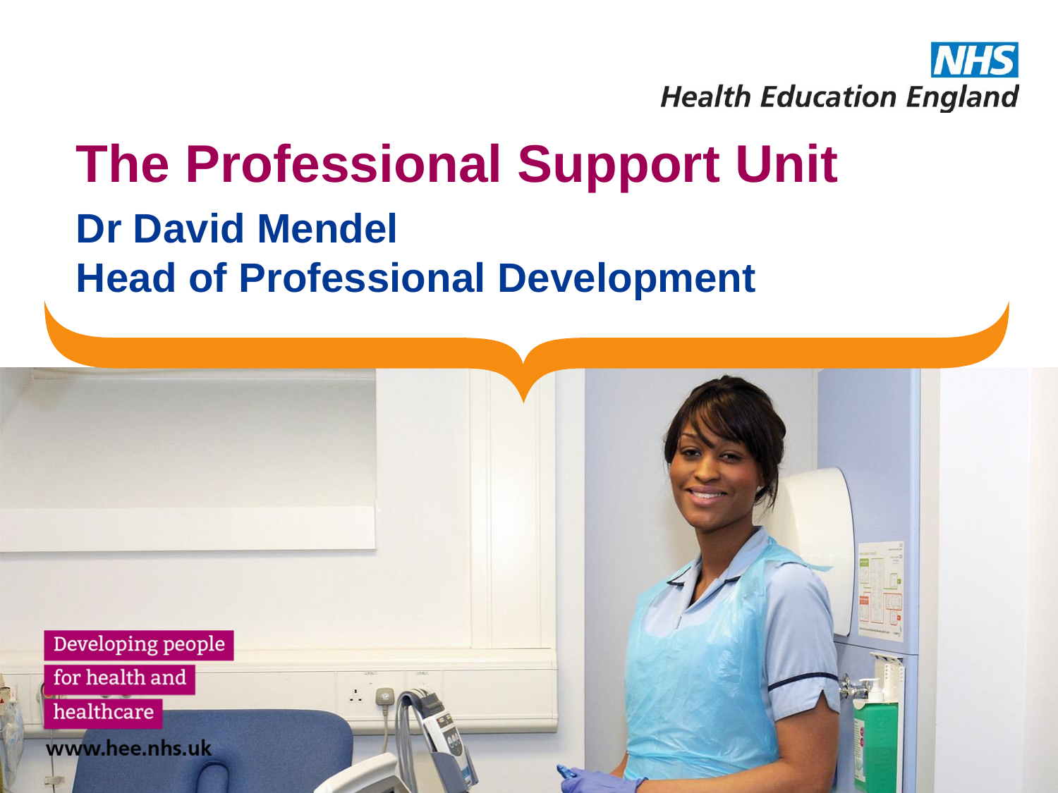NHS
Health Education England

# The Professional Support Unit

## Dr David Mendel
## Head of Professional Development

Developing people for health and healthcare

www.hee.nhs.uk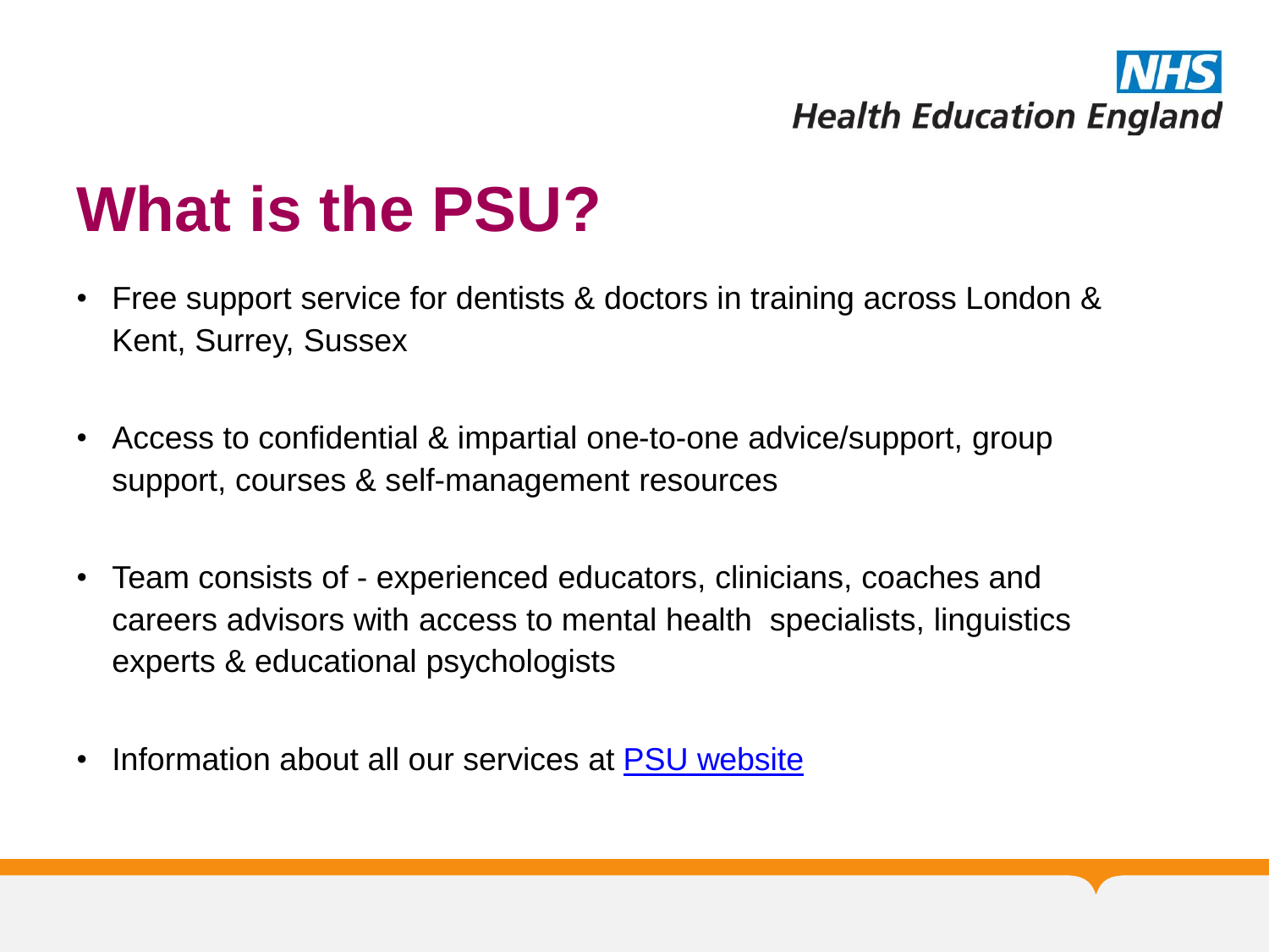# What is the PSU?

- Free support service for dentists & doctors in training across London & Kent, Surrey, Sussex
- Access to confidential & impartial one-to-one advice/support, group support, courses & self-management resources
- Team consists of - experienced educators, clinicians, coaches and careers advisors with access to mental health specialists, linguistics experts & educational psychologists
- Information about all our services at PSU website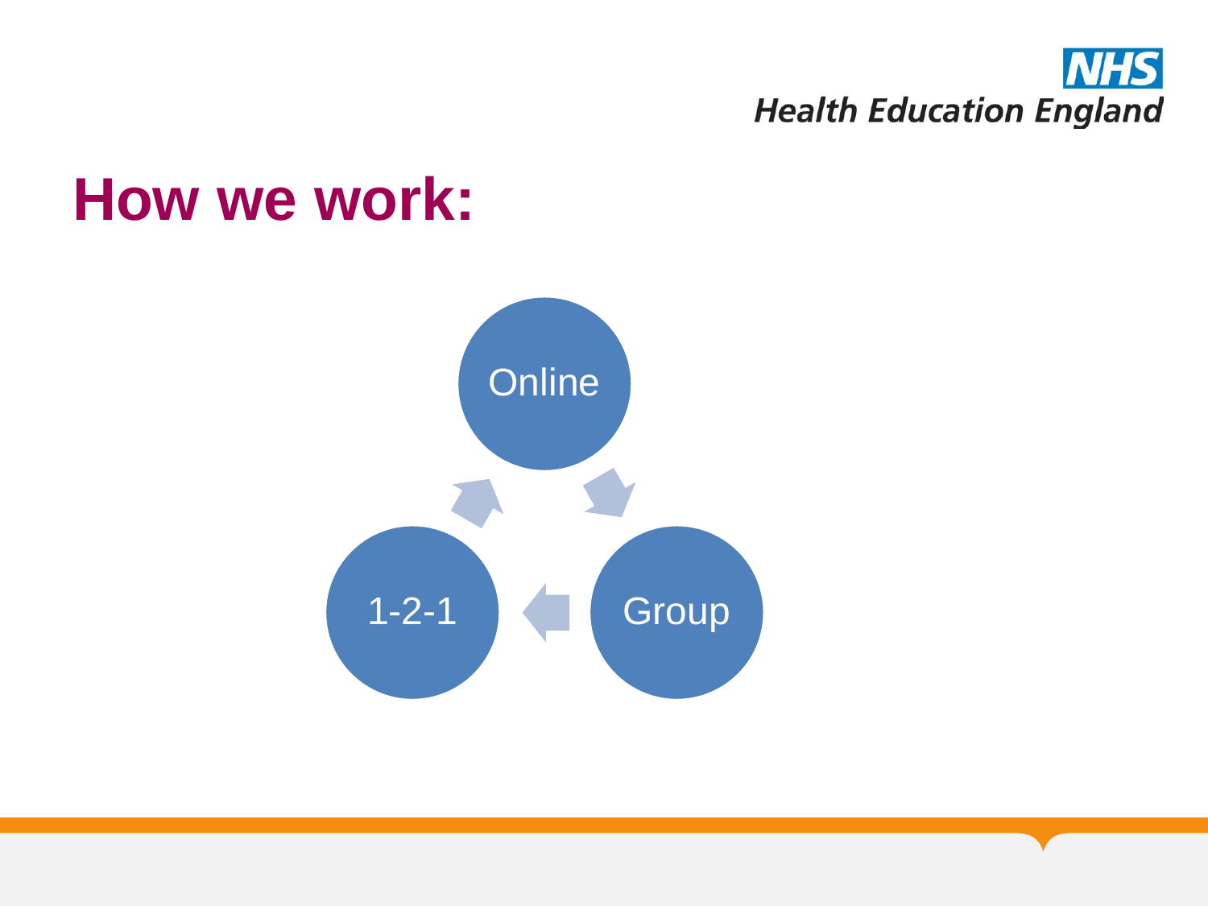# How we work:

- Online
- Group
- 1-2-1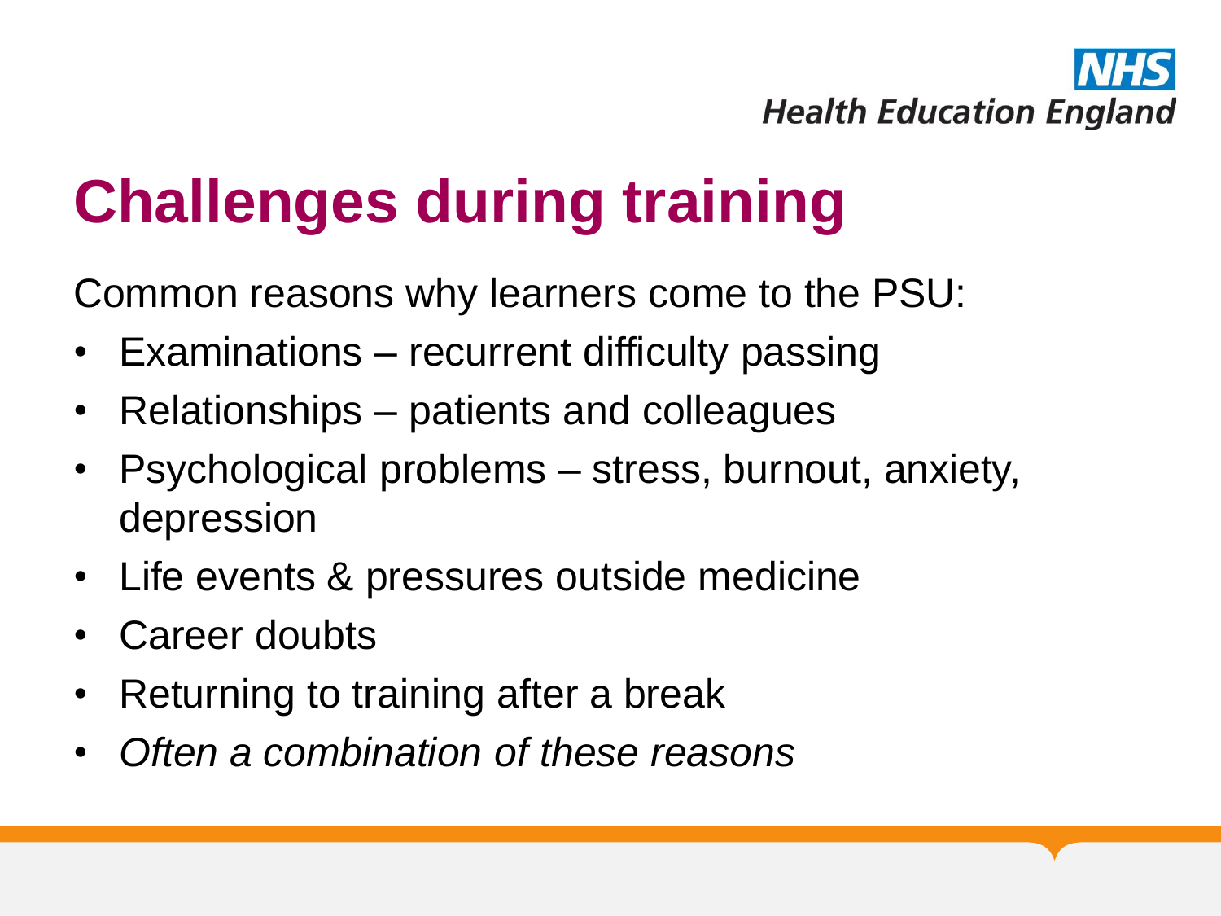# Challenges during training

Common reasons why learners come to the PSU:

- Examinations – recurrent difficulty passing
- Relationships – patients and colleagues
- Psychological problems – stress, burnout, anxiety, depression
- Life events & pressures outside medicine
- Career doubts
- Returning to training after a break
- *Often a combination of these reasons*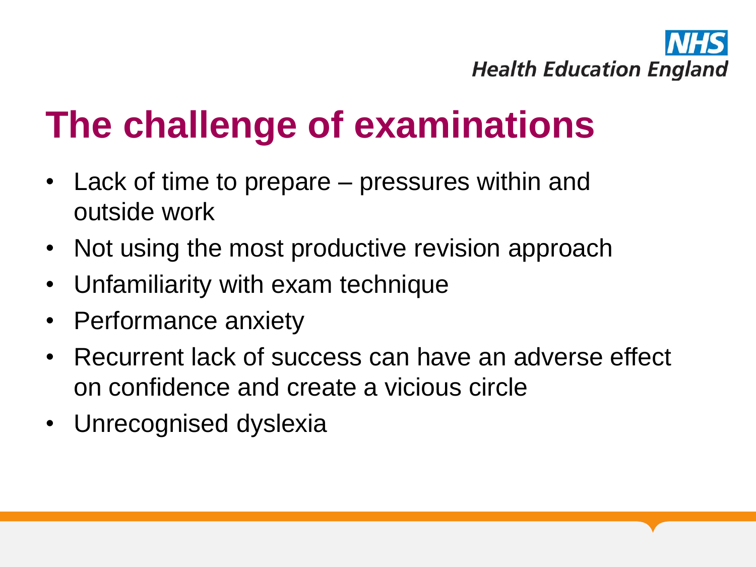# The challenge of examinations

- Lack of time to prepare – pressures within and outside work
- Not using the most productive revision approach
- Unfamiliarity with exam technique
- Performance anxiety
- Recurrent lack of success can have an adverse effect on confidence and create a vicious circle
- Unrecognised dyslexia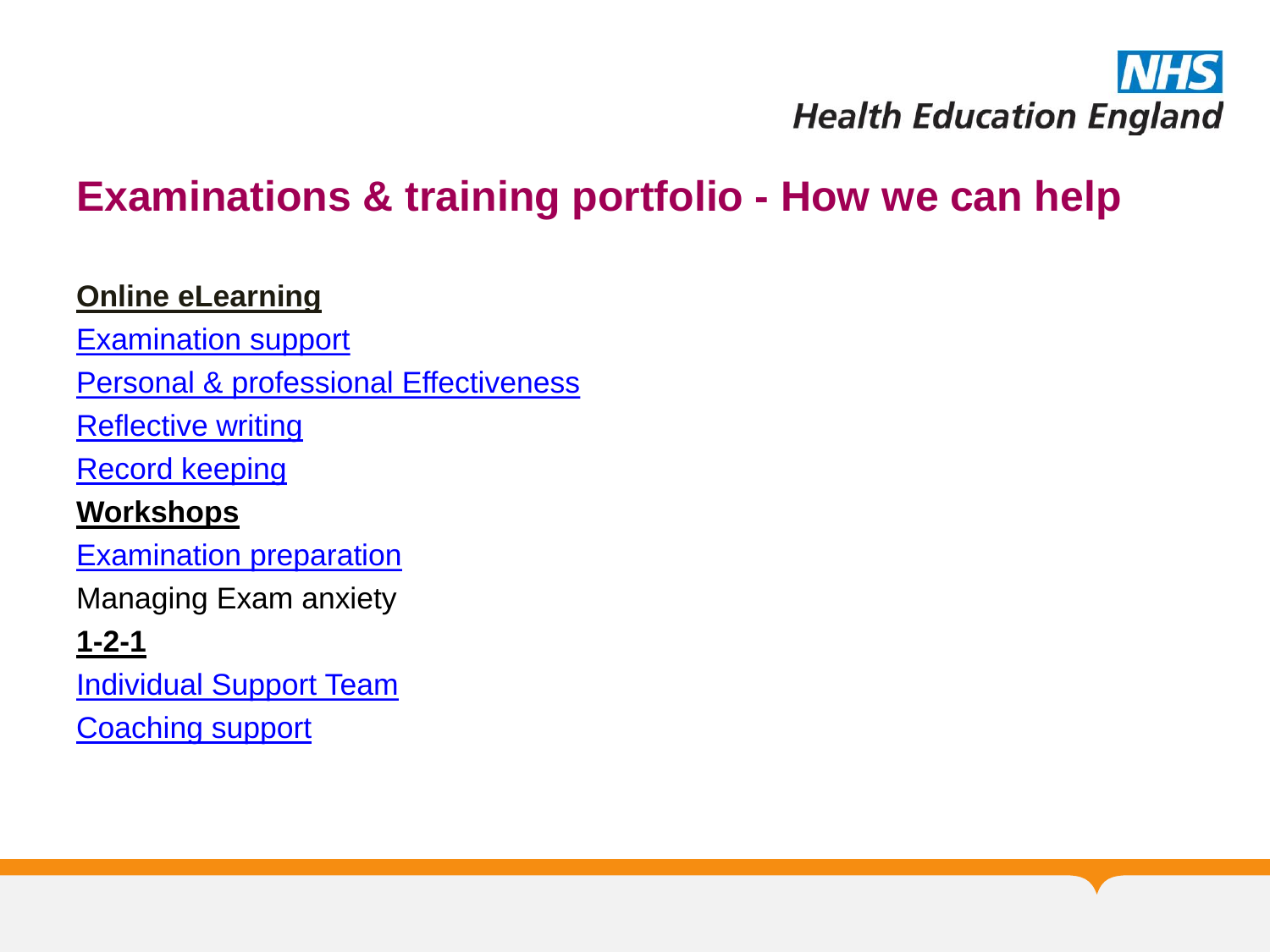# Examinations & training portfolio - How we can help

**Online eLearning**

Examination support

Personal & professional Effectiveness

Reflective writing

Record keeping

**Workshops**

Examination preparation

Managing Exam anxiety

**1-2-1**

Individual Support Team

Coaching support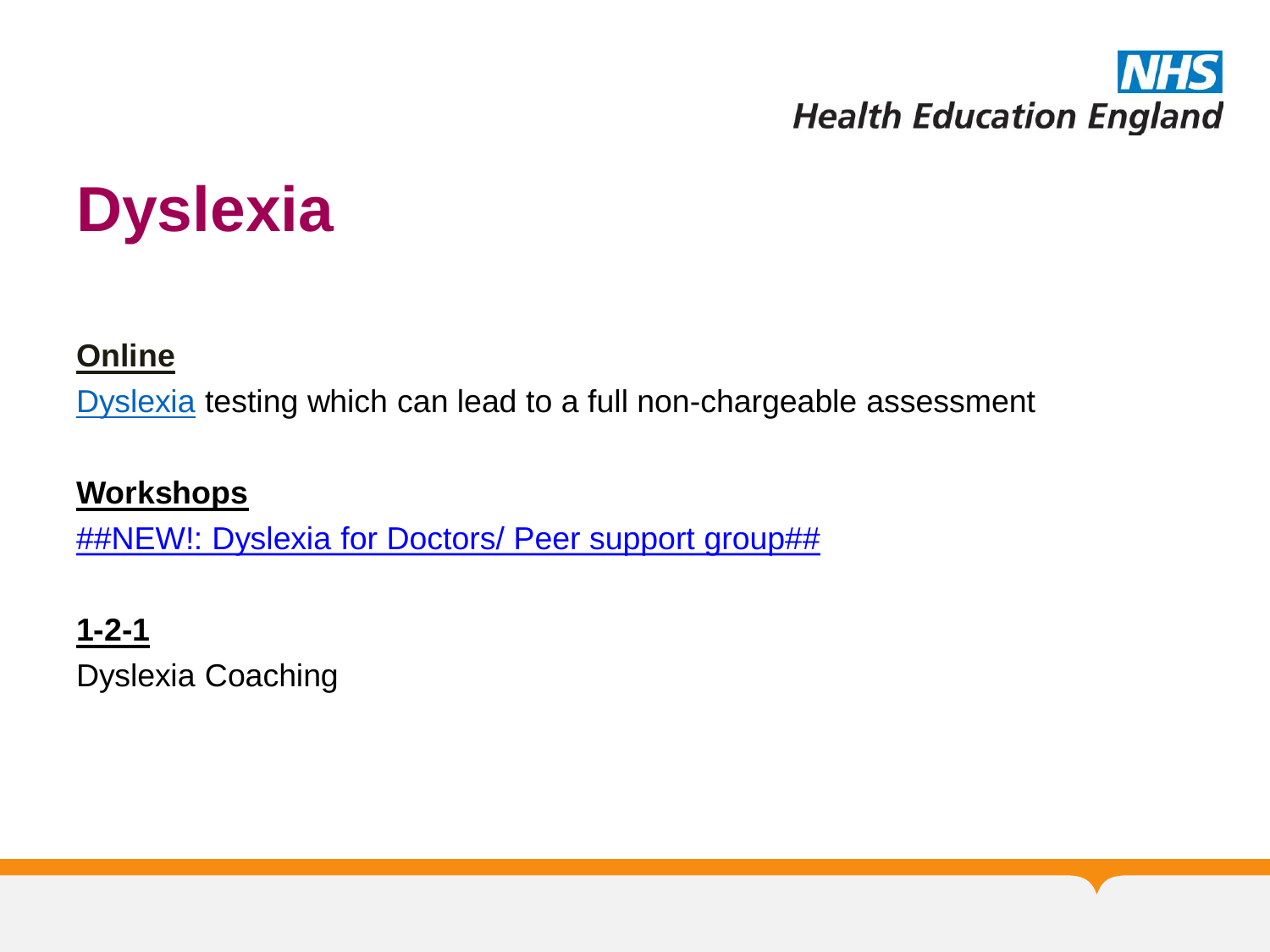# Dyslexia

**Online**

Dyslexia testing which can lead to a full non-chargeable assessment

**Workshops**

##NEW!: Dyslexia for Doctors/ Peer support group##

**1-2-1**

Dyslexia Coaching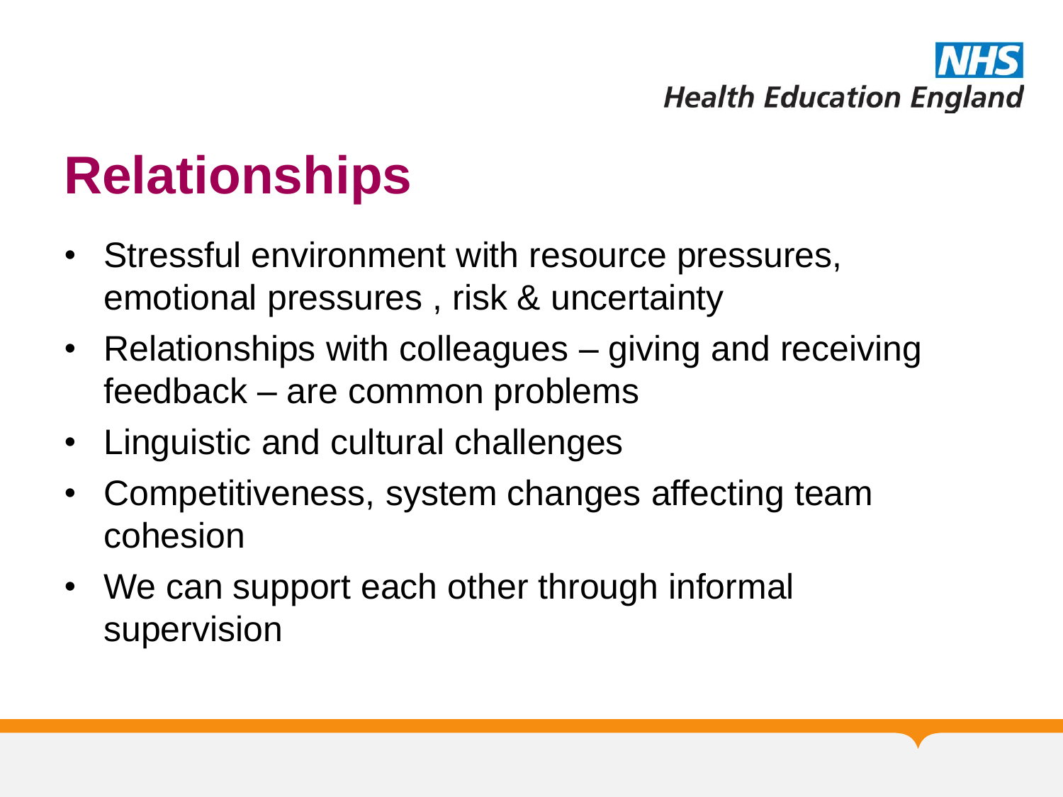# Relationships

- Stressful environment with resource pressures, emotional pressures , risk & uncertainty
- Relationships with colleagues – giving and receiving feedback – are common problems
- Linguistic and cultural challenges
- Competitiveness, system changes affecting team cohesion
- We can support each other through informal supervision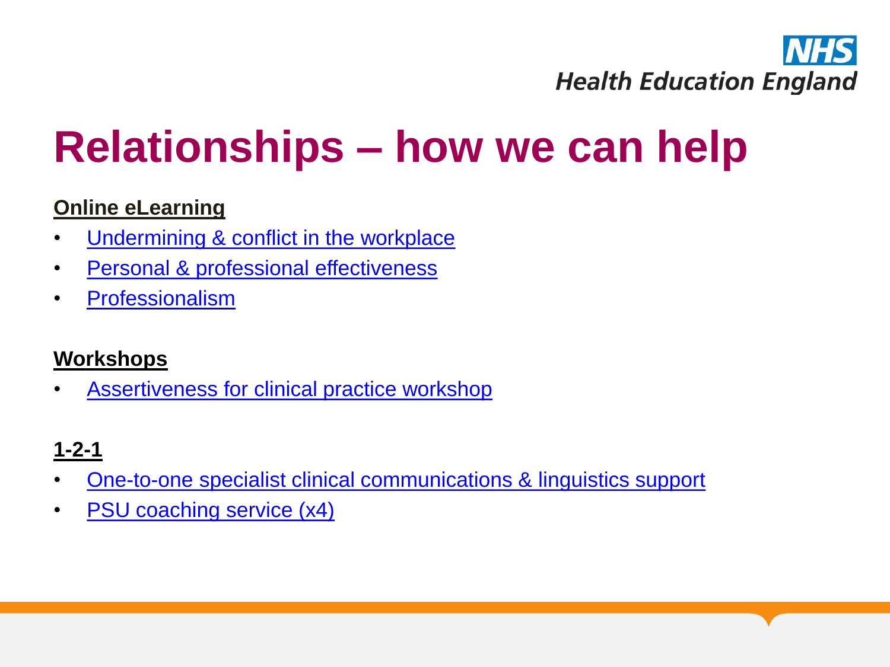# Relationships – how we can help

**Online eLearning**

- Undermining & conflict in the workplace
- Personal & professional effectiveness
- Professionalism

**Workshops**

- Assertiveness for clinical practice workshop

**1-2-1**

- One-to-one specialist clinical communications & linguistics support
- PSU coaching service (x4)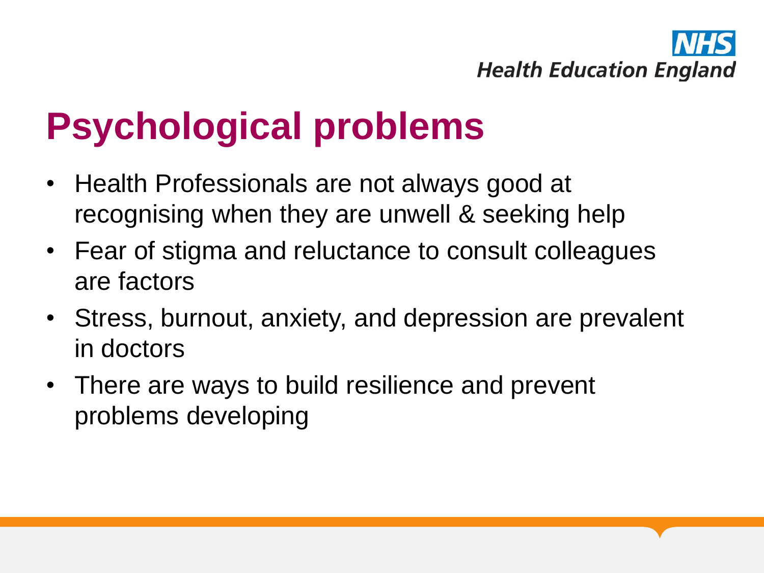# Psychological problems

- Health Professionals are not always good at recognising when they are unwell & seeking help
- Fear of stigma and reluctance to consult colleagues are factors
- Stress, burnout, anxiety, and depression are prevalent in doctors
- There are ways to build resilience and prevent problems developing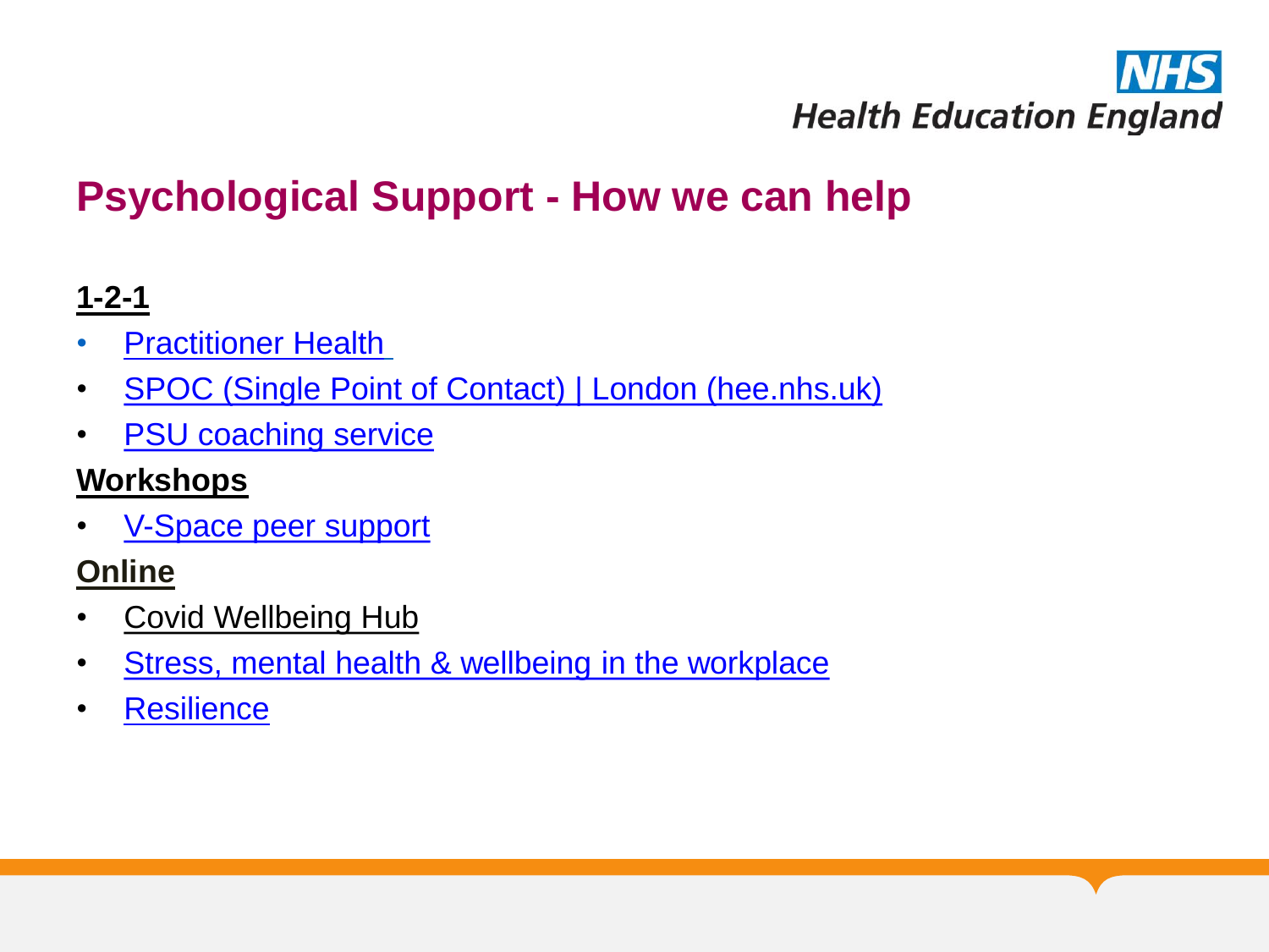# Psychological Support - How we can help

**1-2-1**

- Practitioner Health
- SPOC (Single Point of Contact) | London (hee.nhs.uk)
- PSU coaching service

**Workshops**

- V-Space peer support

**Online**

- Covid Wellbeing Hub
- Stress, mental health & wellbeing in the workplace
- Resilience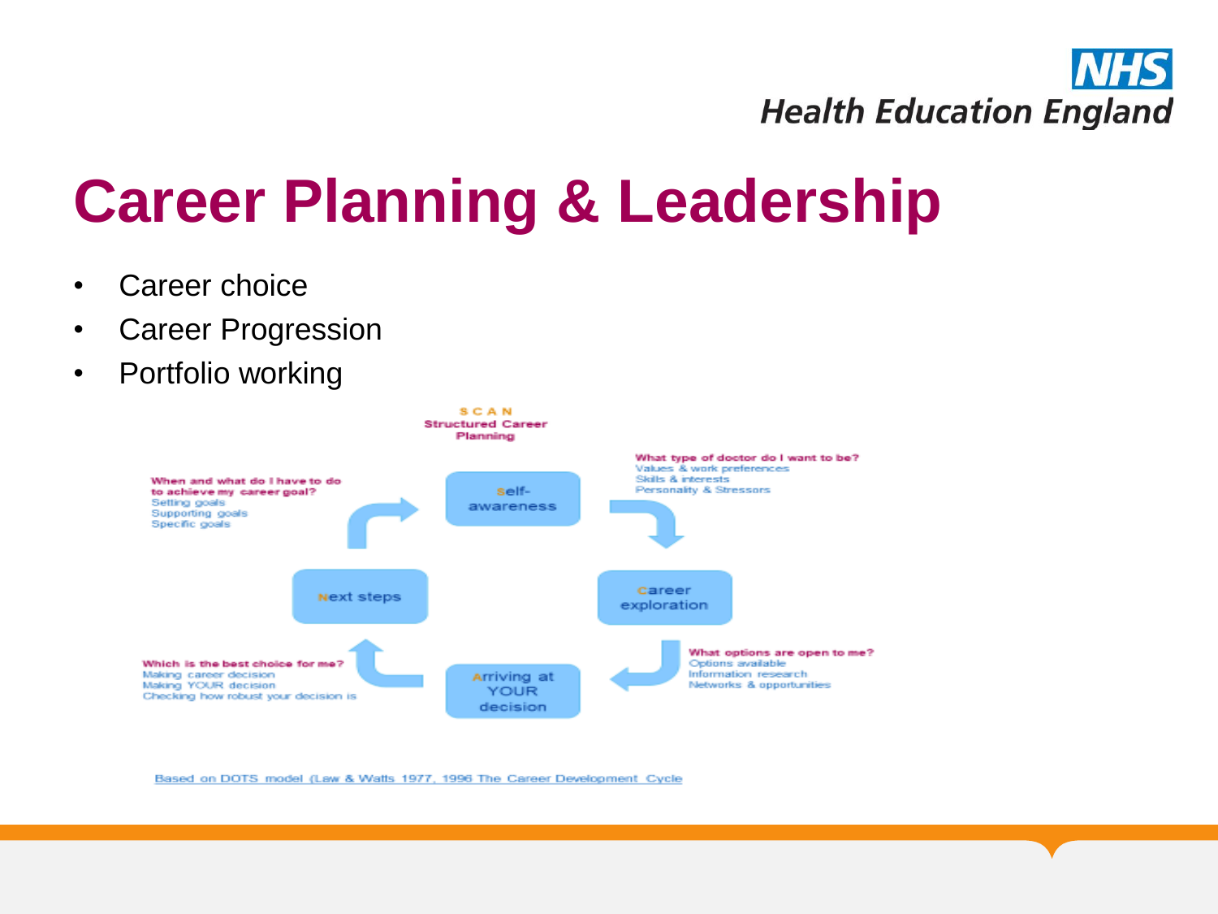# Career Planning & Leadership

- Career choice
- Career Progression
- Portfolio working

**SCAN**
**Structured Career Planning**

**Self-awareness**

**What type of doctor do I want to be?**
Values & work preferences
Skills & interests
Personality & Stressors

**Career exploration**

**What options are open to me?**
Options available
Information research
Networks & opportunities

**Arriving at YOUR decision**

**Which is the best choice for me?**
Making career decision
Making YOUR decision
Checking how robust your decision is

**Next steps**

**When and what do I have to do to achieve my career goal?**
Setting goals
Supporting goals
Specific goals

Based on DOTS model (Law & Watts 1977, 1996 The Career Development Cycle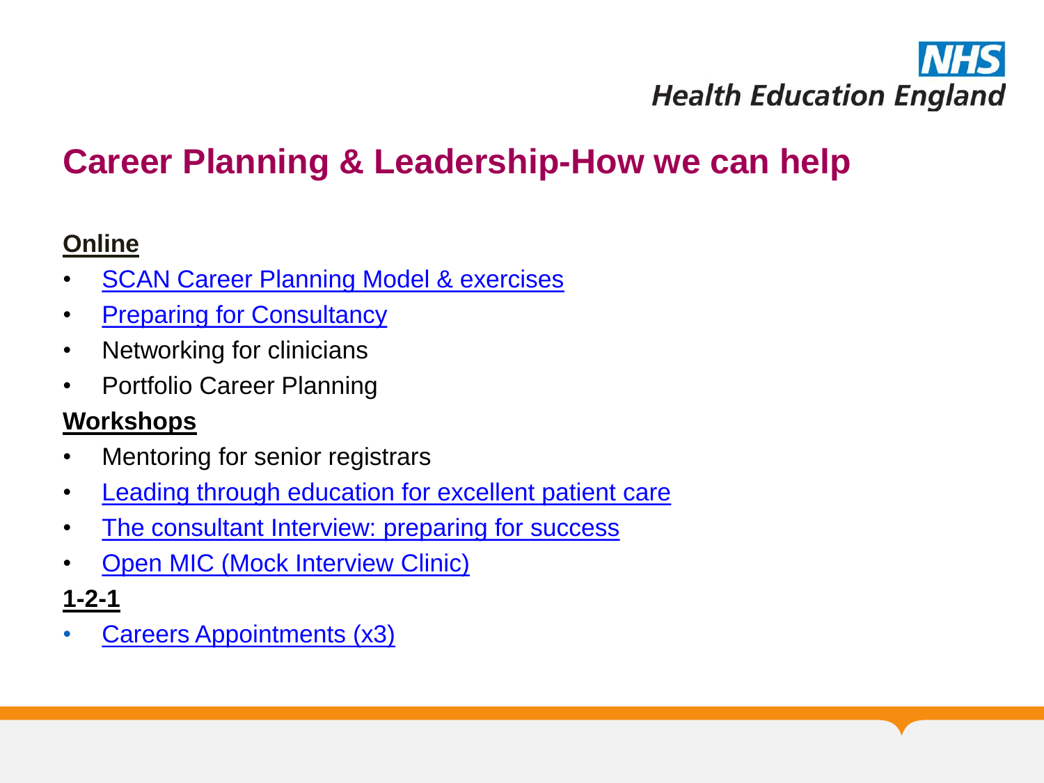# Career Planning & Leadership-How we can help

**Online**

- SCAN Career Planning Model & exercises
- Preparing for Consultancy
- Networking for clinicians
- Portfolio Career Planning

**Workshops**

- Mentoring for senior registrars
- Leading through education for excellent patient care
- The consultant Interview: preparing for success
- Open MIC (Mock Interview Clinic)

**1-2-1**

- Careers Appointments (x3)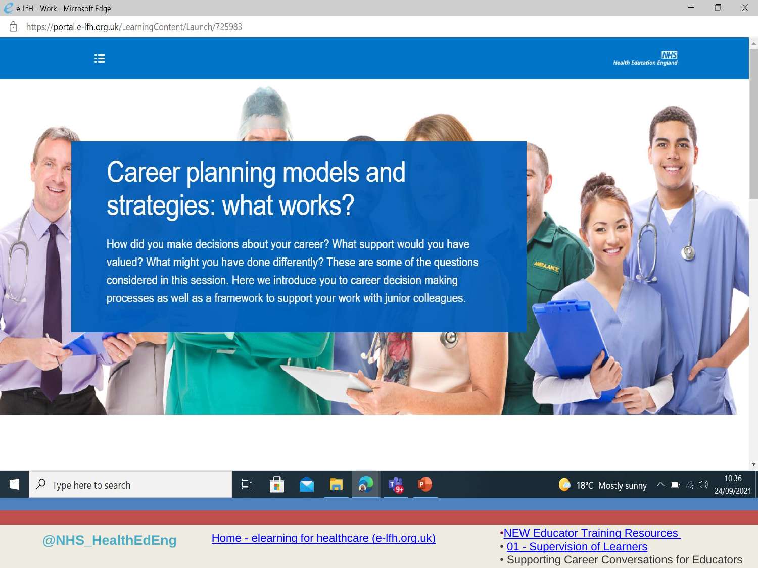# Career planning models and strategies: what works?

How did you make decisions about your career? What support would you have valued? What might you have done differently? These are some of the questions considered in this session. Here we introduce you to career decision making processes as well as a framework to support your work with junior colleagues.

@NHS_HealthEdEng

[Home - elearning for healthcare (e-lfh.org.uk)](#)

- [NEW Educator Training Resources](#)
- [01 - Supervision of Learners](#)
- Supporting Career Conversations for Educators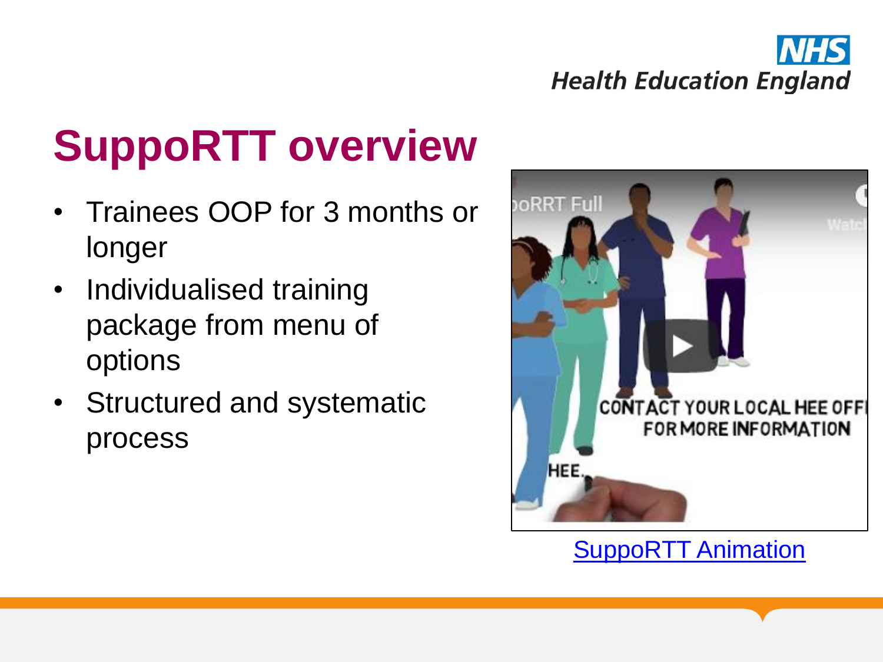# SuppoRTT overview

- Trainees OOP for 3 months or longer
- Individualised training package from menu of options
- Structured and systematic process

SuppoRTT Animation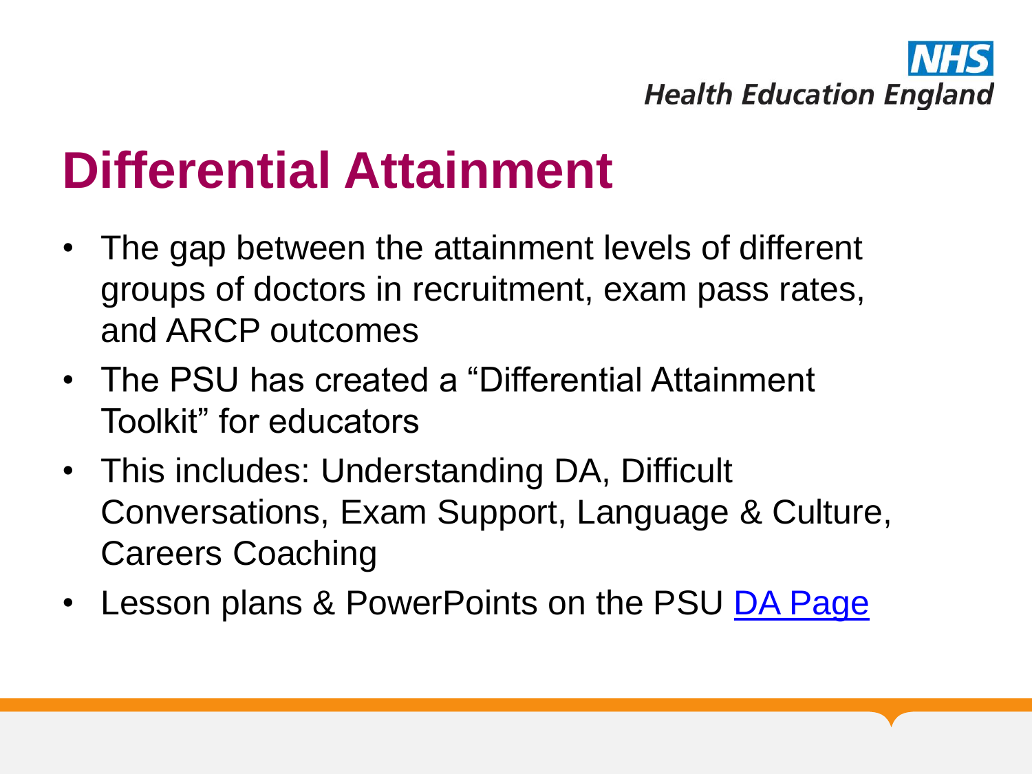# Differential Attainment

- The gap between the attainment levels of different groups of doctors in recruitment, exam pass rates, and ARCP outcomes
- The PSU has created a "Differential Attainment Toolkit" for educators
- This includes: Understanding DA, Difficult Conversations, Exam Support, Language & Culture, Careers Coaching
- Lesson plans & PowerPoints on the PSU DA Page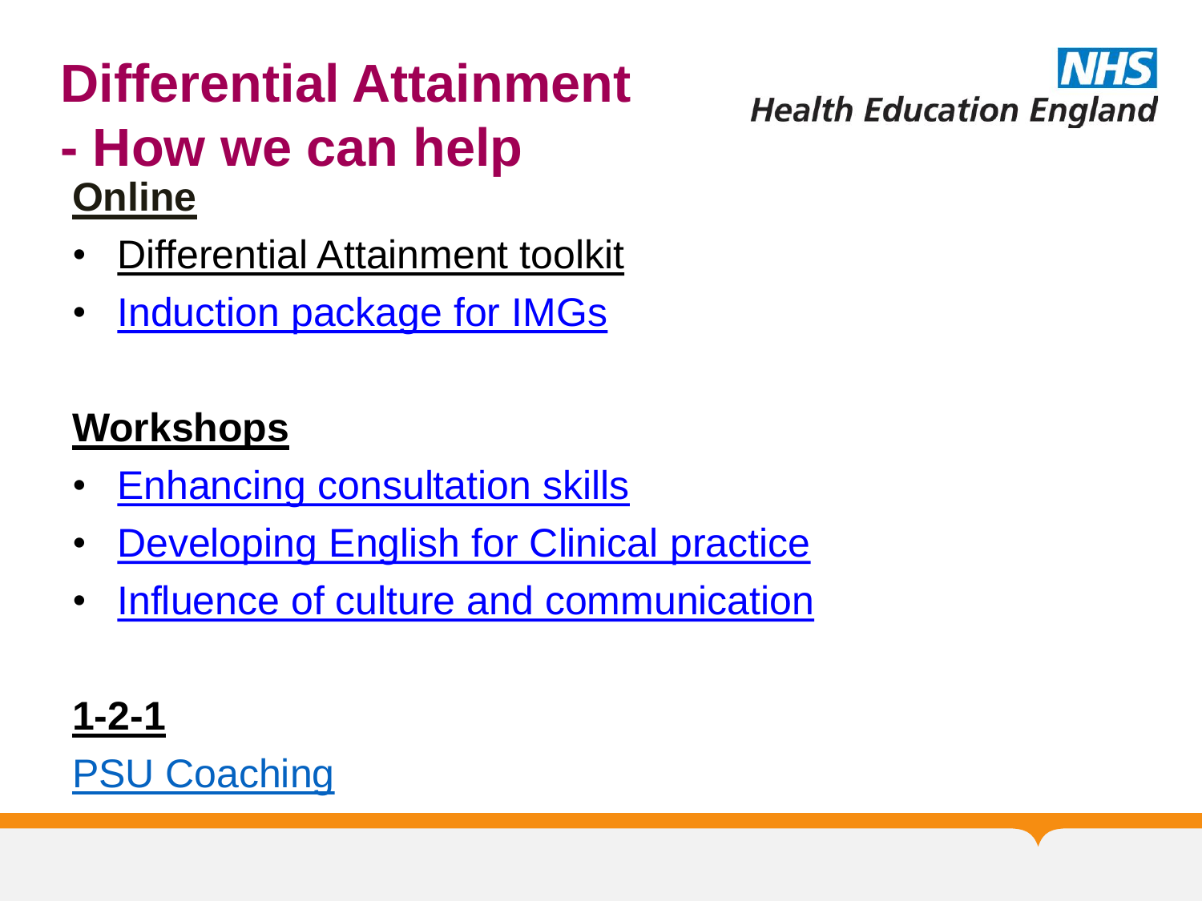# Differential Attainment - How we can help

Health Education England

**Online**

- Differential Attainment toolkit
- Induction package for IMGs

**Workshops**

- Enhancing consultation skills
- Developing English for Clinical practice
- Influence of culture and communication

**1-2-1**

PSU Coaching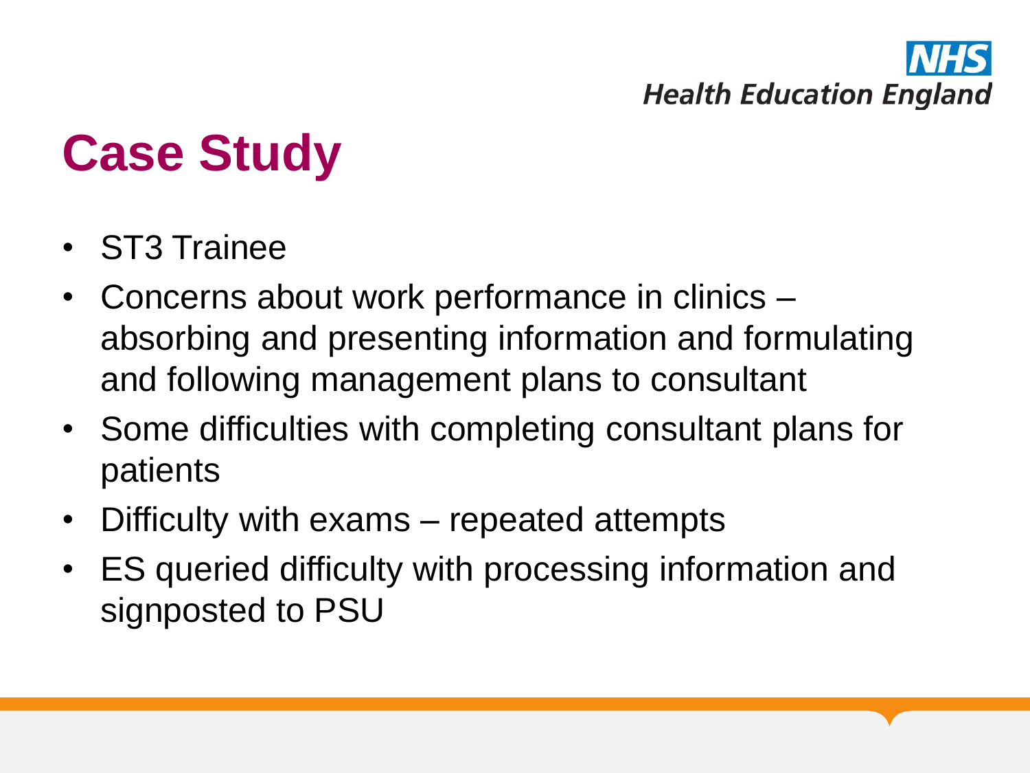# Case Study

- ST3 Trainee
- Concerns about work performance in clinics – absorbing and presenting information and formulating and following management plans to consultant
- Some difficulties with completing consultant plans for patients
- Difficulty with exams – repeated attempts
- ES queried difficulty with processing information and signposted to PSU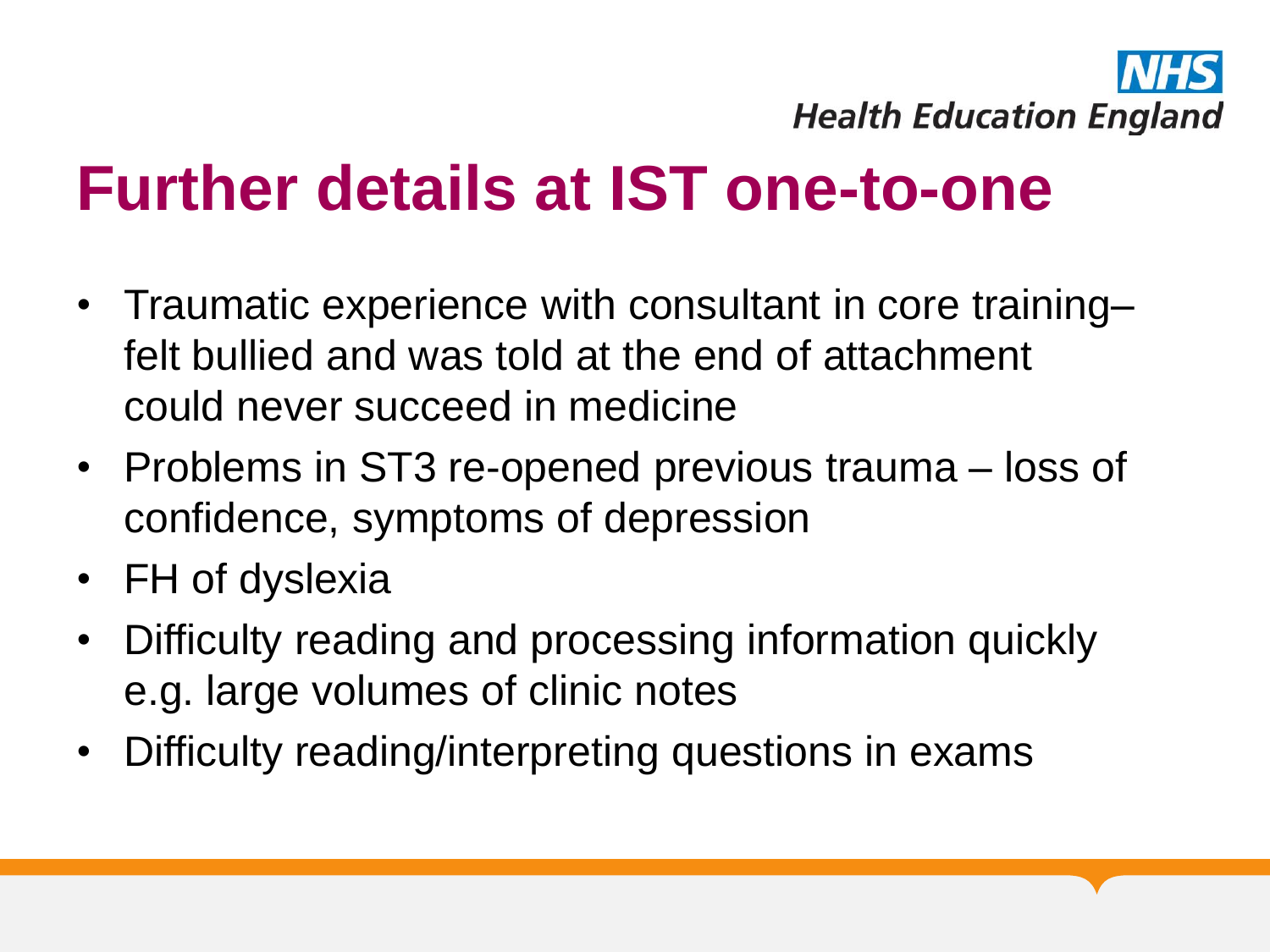# Further details at IST one-to-one

- Traumatic experience with consultant in core training– felt bullied and was told at the end of attachment could never succeed in medicine
- Problems in ST3 re-opened previous trauma – loss of confidence, symptoms of depression
- FH of dyslexia
- Difficulty reading and processing information quickly e.g. large volumes of clinic notes
- Difficulty reading/interpreting questions in exams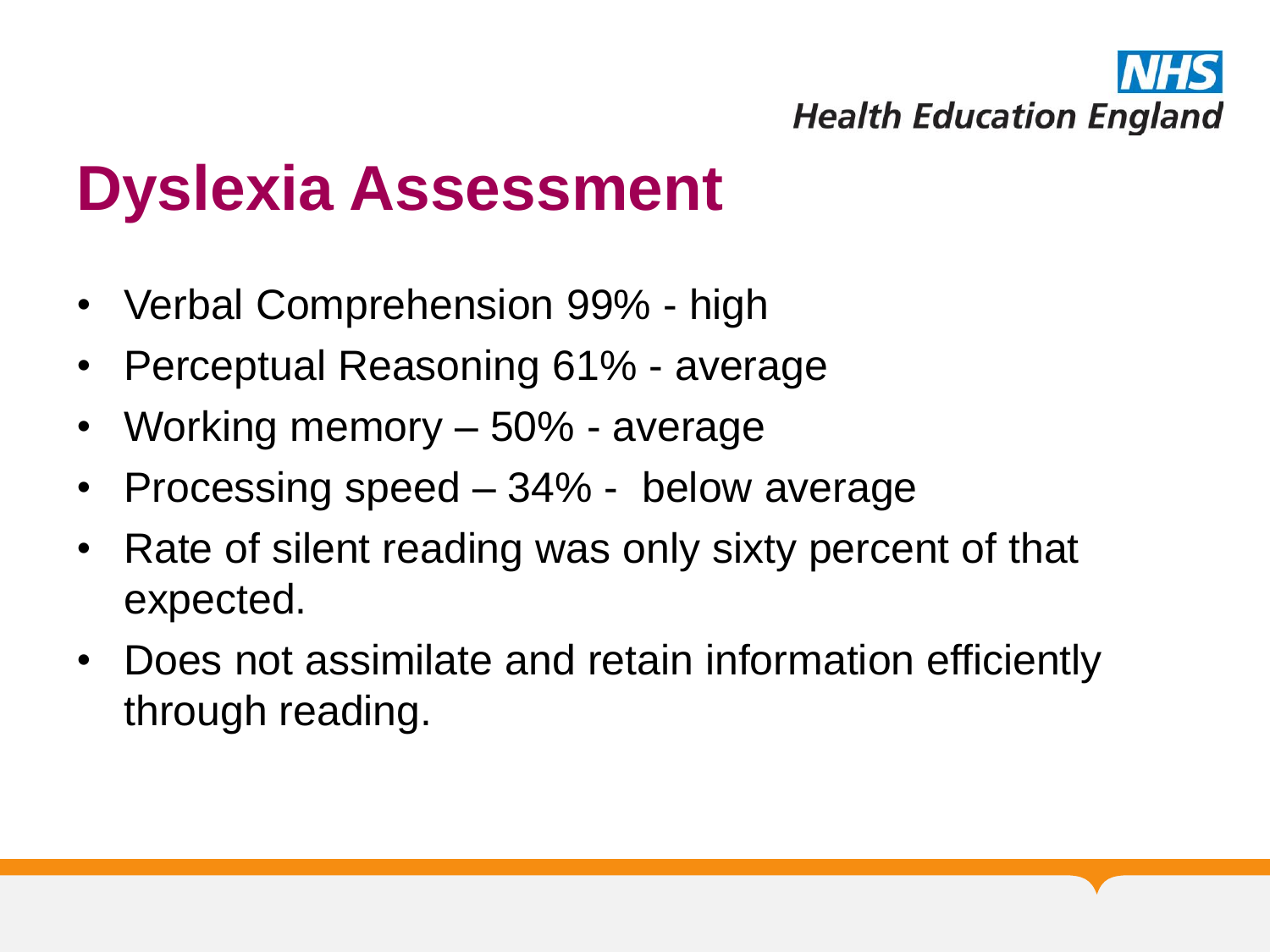# Dyslexia Assessment

- Verbal Comprehension 99% - high
- Perceptual Reasoning 61% - average
- Working memory – 50% - average
- Processing speed – 34% - below average
- Rate of silent reading was only sixty percent of that expected.
- Does not assimilate and retain information efficiently through reading.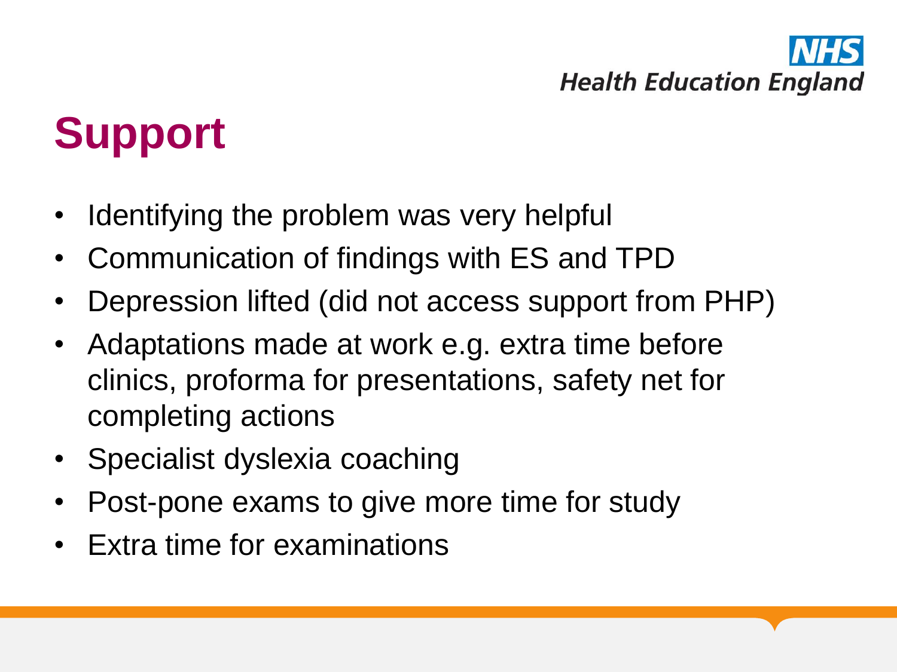# Support

- Identifying the problem was very helpful
- Communication of findings with ES and TPD
- Depression lifted (did not access support from PHP)
- Adaptations made at work e.g. extra time before clinics, proforma for presentations, safety net for completing actions
- Specialist dyslexia coaching
- Post-pone exams to give more time for study
- Extra time for examinations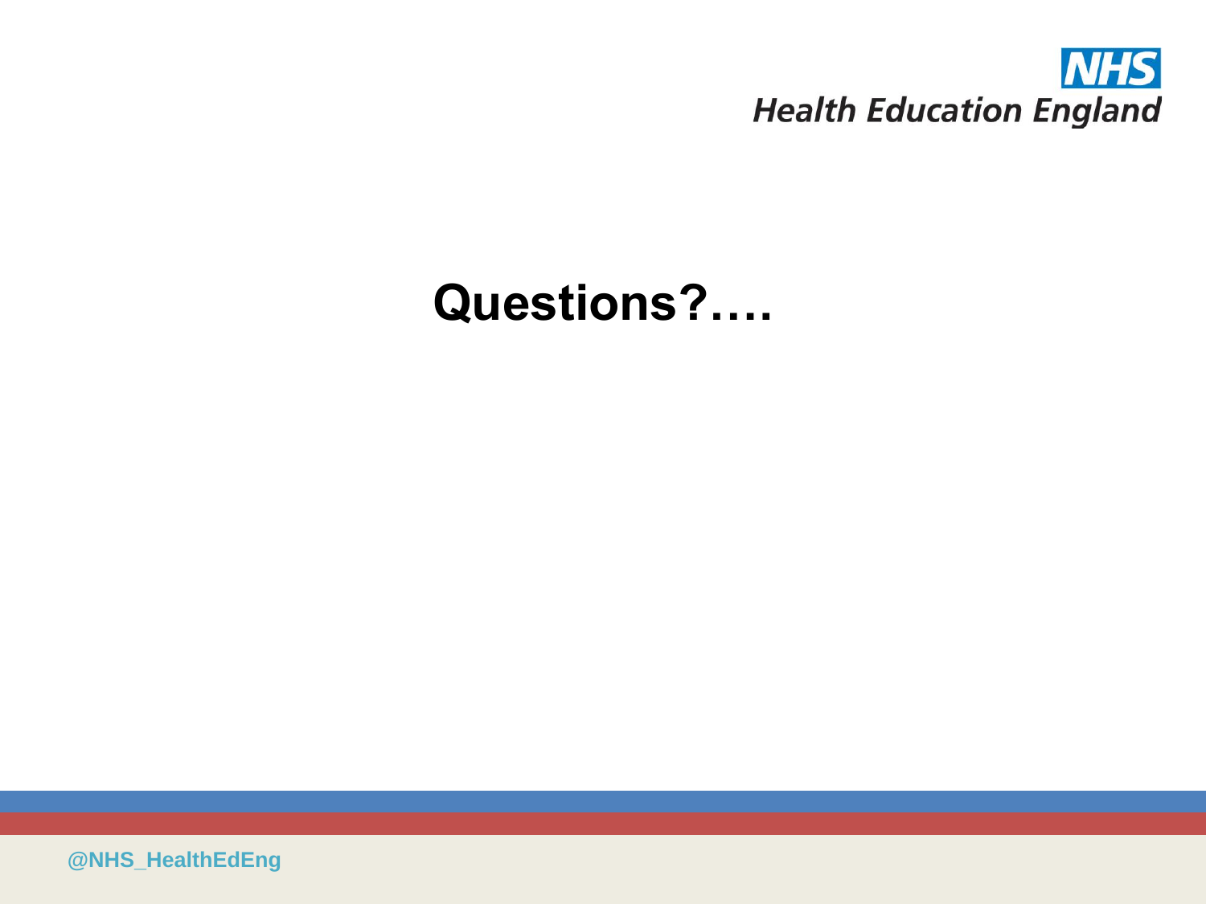# Questions?….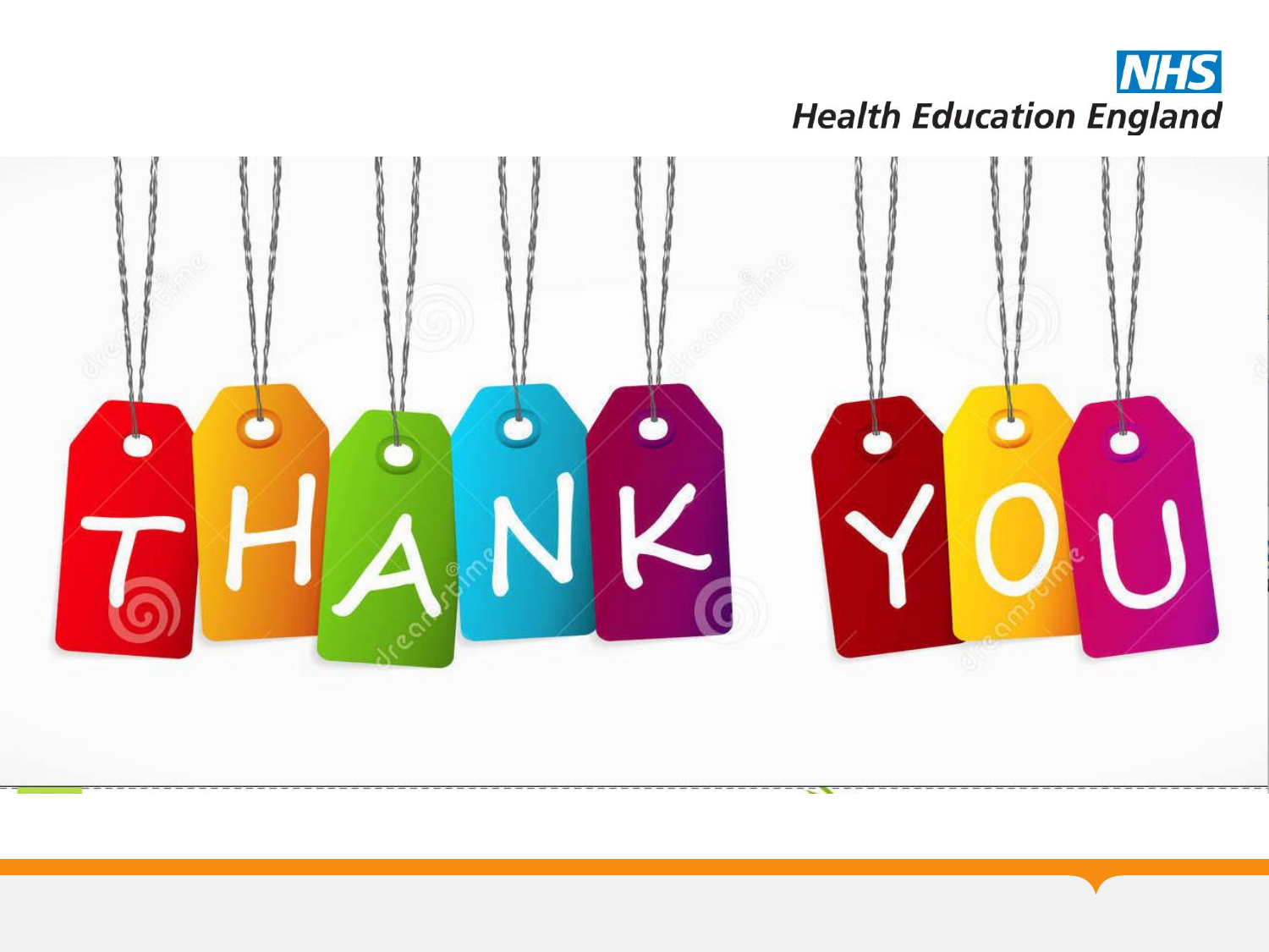NHS
Health Education England

THANK YOU